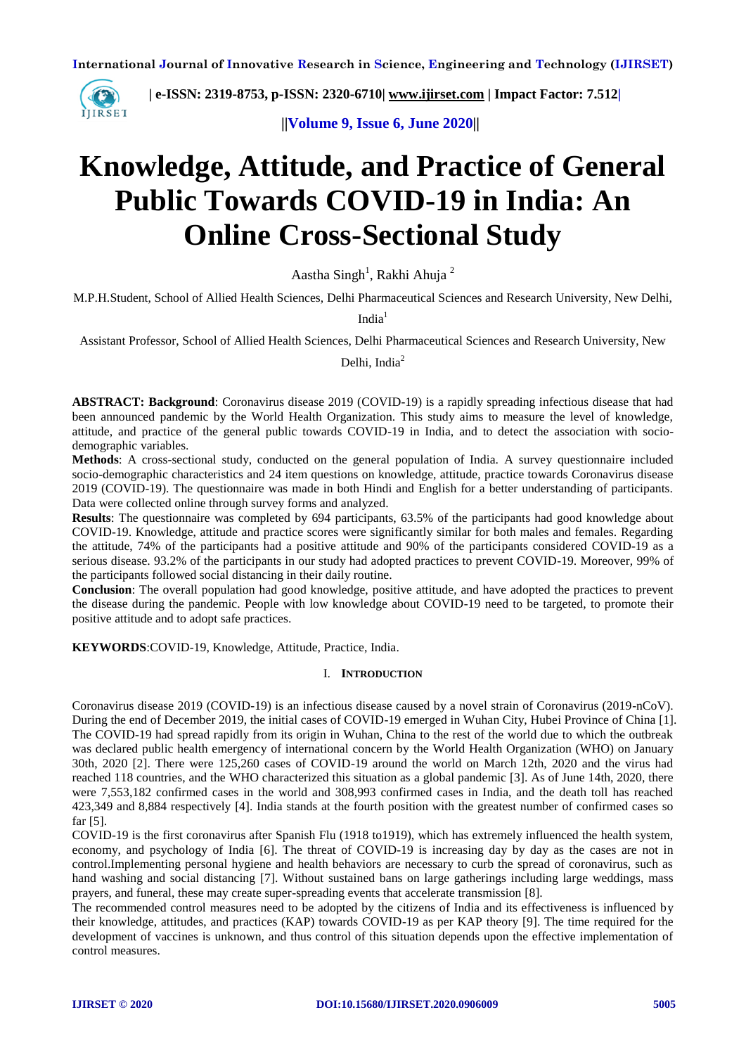# Knowledge, Attitude, and Practice of General Public Towards COVID-19 in India: An Online Cross-Sectional Study

Aastha Singh[1], Rakhi Ahuja [2]

M.P.H.Student, School of Allied Health Sciences, Delhi Pharmaceutical Sciences and Research University, New Delhi, India[1]

Assistant Professor, School of Allied Health Sciences, Delhi Pharmaceutical Sciences and Research University, New Delhi, India[2]

**ABSTRACT: Background**: Coronavirus disease 2019 (COVID-19) is a rapidly spreading infectious disease that had been announced pandemic by the World Health Organization. This study aims to measure the level of knowledge, attitude, and practice of the general public towards COVID-19 in India, and to detect the association with socio-demographic variables.

**Methods**: A cross-sectional study, conducted on the general population of India. A survey questionnaire included socio-demographic characteristics and 24 item questions on knowledge, attitude, practice towards Coronavirus disease 2019 (COVID-19). The questionnaire was made in both Hindi and English for a better understanding of participants. Data were collected online through survey forms and analyzed.

**Results**: The questionnaire was completed by 694 participants, 63.5% of the participants had good knowledge about COVID-19. Knowledge, attitude and practice scores were significantly similar for both males and females. Regarding the attitude, 74% of the participants had a positive attitude and 90% of the participants considered COVID-19 as a serious disease. 93.2% of the participants in our study had adopted practices to prevent COVID-19. Moreover, 99% of the participants followed social distancing in their daily routine.

**Conclusion**: The overall population had good knowledge, positive attitude, and have adopted the practices to prevent the disease during the pandemic. People with low knowledge about COVID-19 need to be targeted, to promote their positive attitude and to adopt safe practices.

**KEYWORDS**:COVID-19, Knowledge, Attitude, Practice, India.

## I. INTRODUCTION

Coronavirus disease 2019 (COVID-19) is an infectious disease caused by a novel strain of Coronavirus (2019-nCoV). During the end of December 2019, the initial cases of COVID-19 emerged in Wuhan City, Hubei Province of China [1]. The COVID-19 had spread rapidly from its origin in Wuhan, China to the rest of the world due to which the outbreak was declared public health emergency of international concern by the World Health Organization (WHO) on January 30th, 2020 [2]. There were 125,260 cases of COVID-19 around the world on March 12th, 2020 and the virus had reached 118 countries, and the WHO characterized this situation as a global pandemic [3]. As of June 14th, 2020, there were 7,553,182 confirmed cases in the world and 308,993 confirmed cases in India, and the death toll has reached 423,349 and 8,884 respectively [4]. India stands at the fourth position with the greatest number of confirmed cases so far [5].

COVID-19 is the first coronavirus after Spanish Flu (1918 to1919), which has extremely influenced the health system, economy, and psychology of India [6]. The threat of COVID-19 is increasing day by day as the cases are not in control.Implementing personal hygiene and health behaviors are necessary to curb the spread of coronavirus, such as hand washing and social distancing [7]. Without sustained bans on large gatherings including large weddings, mass prayers, and funeral, these may create super-spreading events that accelerate transmission [8].

The recommended control measures need to be adopted by the citizens of India and its effectiveness is influenced by their knowledge, attitudes, and practices (KAP) towards COVID-19 as per KAP theory [9]. The time required for the development of vaccines is unknown, and thus control of this situation depends upon the effective implementation of control measures.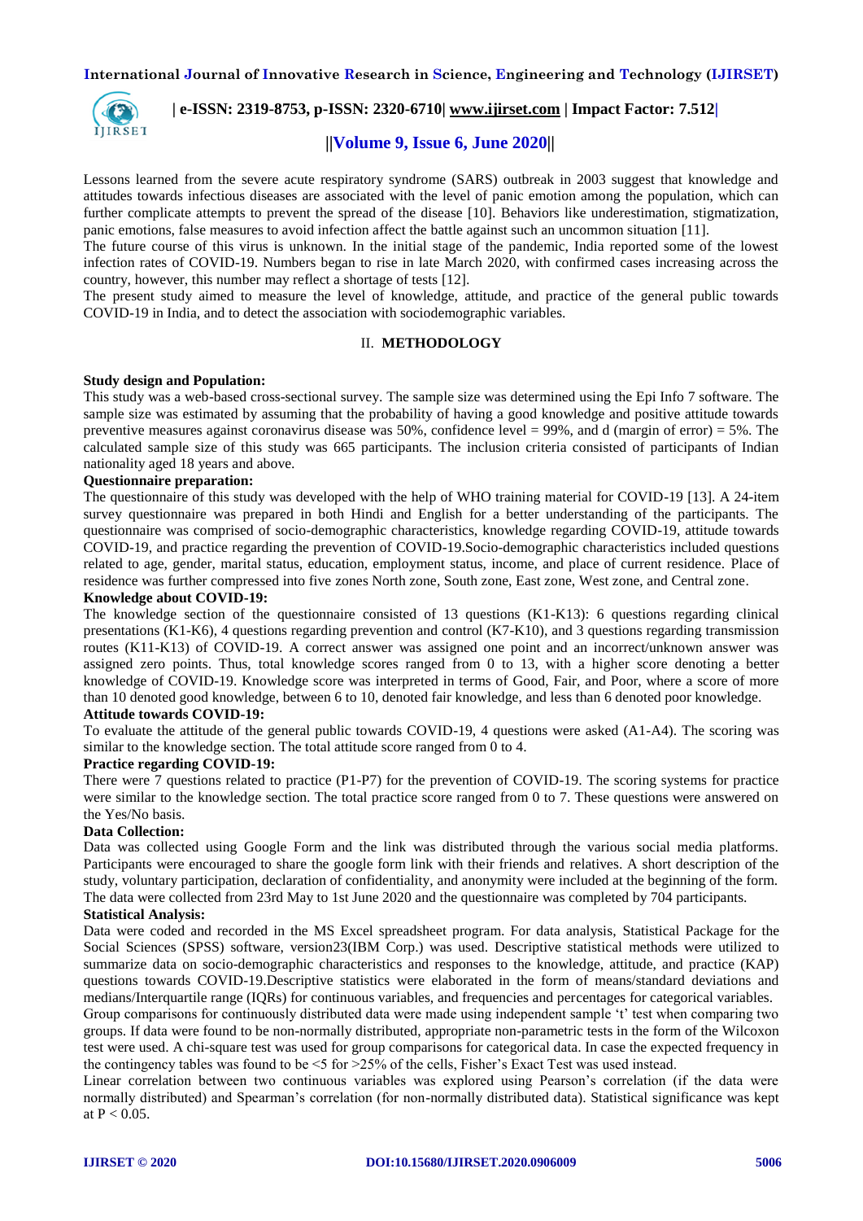Lessons learned from the severe acute respiratory syndrome (SARS) outbreak in 2003 suggest that knowledge and attitudes towards infectious diseases are associated with the level of panic emotion among the population, which can further complicate attempts to prevent the spread of the disease [10]. Behaviors like underestimation, stigmatization, panic emotions, false measures to avoid infection affect the battle against such an uncommon situation [11].

The future course of this virus is unknown. In the initial stage of the pandemic, India reported some of the lowest infection rates of COVID-19. Numbers began to rise in late March 2020, with confirmed cases increasing across the country, however, this number may reflect a shortage of tests [12].

The present study aimed to measure the level of knowledge, attitude, and practice of the general public towards COVID-19 in India, and to detect the association with sociodemographic variables.

## II. METHODOLOGY

### Study design and Population:

This study was a web-based cross-sectional survey. The sample size was determined using the Epi Info 7 software. The sample size was estimated by assuming that the probability of having a good knowledge and positive attitude towards preventive measures against coronavirus disease was 50%, confidence level = 99%, and d (margin of error) = 5%. The calculated sample size of this study was 665 participants. The inclusion criteria consisted of participants of Indian nationality aged 18 years and above.

### Questionnaire preparation:

The questionnaire of this study was developed with the help of WHO training material for COVID-19 [13]. A 24-item survey questionnaire was prepared in both Hindi and English for a better understanding of the participants. The questionnaire was comprised of socio-demographic characteristics, knowledge regarding COVID-19, attitude towards COVID-19, and practice regarding the prevention of COVID-19.Socio-demographic characteristics included questions related to age, gender, marital status, education, employment status, income, and place of current residence. Place of residence was further compressed into five zones North zone, South zone, East zone, West zone, and Central zone.

### Knowledge about COVID-19:

The knowledge section of the questionnaire consisted of 13 questions (K1-K13): 6 questions regarding clinical presentations (K1-K6), 4 questions regarding prevention and control (K7-K10), and 3 questions regarding transmission routes (K11-K13) of COVID-19. A correct answer was assigned one point and an incorrect/unknown answer was assigned zero points. Thus, total knowledge scores ranged from 0 to 13, with a higher score denoting a better knowledge of COVID-19. Knowledge score was interpreted in terms of Good, Fair, and Poor, where a score of more than 10 denoted good knowledge, between 6 to 10, denoted fair knowledge, and less than 6 denoted poor knowledge.

### Attitude towards COVID-19:

To evaluate the attitude of the general public towards COVID-19, 4 questions were asked (A1-A4). The scoring was similar to the knowledge section. The total attitude score ranged from 0 to 4.

### Practice regarding COVID-19:

There were 7 questions related to practice (P1-P7) for the prevention of COVID-19. The scoring systems for practice were similar to the knowledge section. The total practice score ranged from 0 to 7. These questions were answered on the Yes/No basis.

### Data Collection:

Data was collected using Google Form and the link was distributed through the various social media platforms. Participants were encouraged to share the google form link with their friends and relatives. A short description of the study, voluntary participation, declaration of confidentiality, and anonymity were included at the beginning of the form. The data were collected from 23rd May to 1st June 2020 and the questionnaire was completed by 704 participants.

### Statistical Analysis:

Data were coded and recorded in the MS Excel spreadsheet program. For data analysis, Statistical Package for the Social Sciences (SPSS) software, version23(IBM Corp.) was used. Descriptive statistical methods were utilized to summarize data on socio-demographic characteristics and responses to the knowledge, attitude, and practice (KAP) questions towards COVID-19.Descriptive statistics were elaborated in the form of means/standard deviations and medians/Interquartile range (IQRs) for continuous variables, and frequencies and percentages for categorical variables.

Group comparisons for continuously distributed data were made using independent sample 't' test when comparing two groups. If data were found to be non-normally distributed, appropriate non-parametric tests in the form of the Wilcoxon test were used. A chi-square test was used for group comparisons for categorical data. In case the expected frequency in the contingency tables was found to be <5 for >25% of the cells, Fisher's Exact Test was used instead.

Linear correlation between two continuous variables was explored using Pearson's correlation (if the data were normally distributed) and Spearman's correlation (for non-normally distributed data). Statistical significance was kept at $P < 0.05$.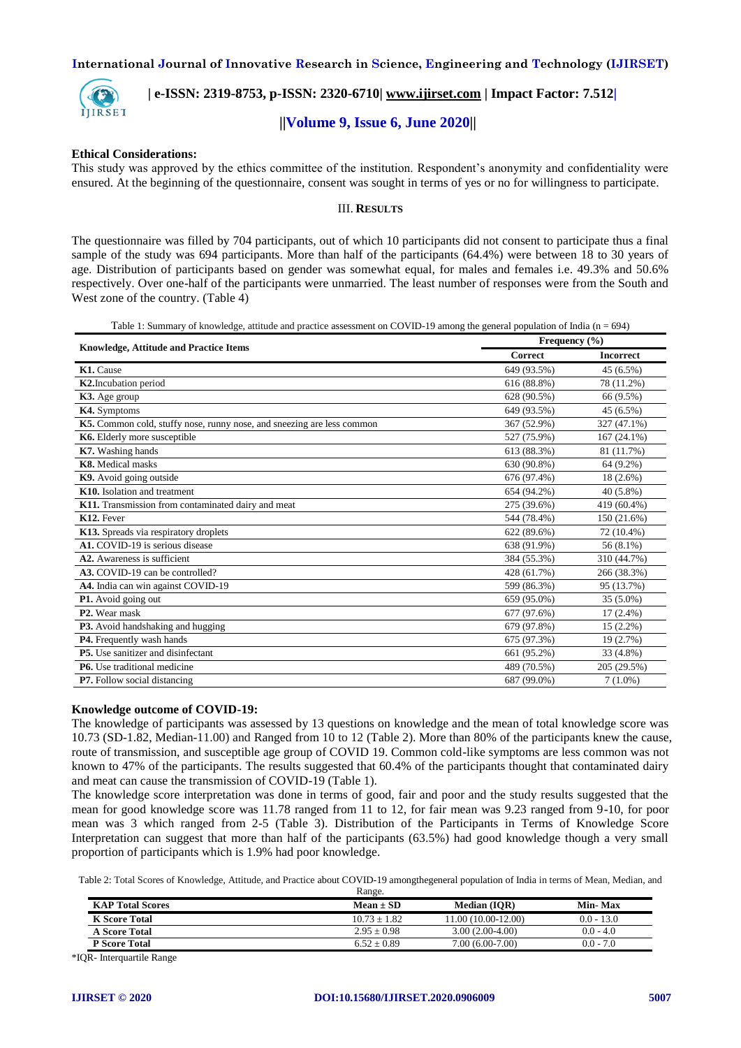**Ethical Considerations:**

This study was approved by the ethics committee of the institution. Respondent's anonymity and confidentiality were ensured. At the beginning of the questionnaire, consent was sought in terms of yes or no for willingness to participate.

## III. RESULTS

The questionnaire was filled by 704 participants, out of which 10 participants did not consent to participate thus a final sample of the study was 694 participants. More than half of the participants (64.4%) were between 18 to 30 years of age. Distribution of participants based on gender was somewhat equal, for males and females i.e. 49.3% and 50.6% respectively. Over one-half of the participants were unmarried. The least number of responses were from the South and West zone of the country. (Table 4)

Table 1: Summary of knowledge, attitude and practice assessment on COVID-19 among the general population of India (n = 694)

| Knowledge, Attitude and Practice Items | Frequency (%) | |
|---|---|---|
| | Correct | Incorrect |
| **K1.** Cause | 649 (93.5%) | 45 (6.5%) |
| **K2.**Incubation period | 616 (88.8%) | 78 (11.2%) |
| **K3.** Age group | 628 (90.5%) | 66 (9.5%) |
| **K4.** Symptoms | 649 (93.5%) | 45 (6.5%) |
| **K5.** Common cold, stuffy nose, runny nose, and sneezing are less common | 367 (52.9%) | 327 (47.1%) |
| **K6.** Elderly more susceptible | 527 (75.9%) | 167 (24.1%) |
| **K7.** Washing hands | 613 (88.3%) | 81 (11.7%) |
| **K8.** Medical masks | 630 (90.8%) | 64 (9.2%) |
| **K9.** Avoid going outside | 676 (97.4%) | 18 (2.6%) |
| **K10.** Isolation and treatment | 654 (94.2%) | 40 (5.8%) |
| **K11.** Transmission from contaminated dairy and meat | 275 (39.6%) | 419 (60.4%) |
| **K12.** Fever | 544 (78.4%) | 150 (21.6%) |
| **K13.** Spreads via respiratory droplets | 622 (89.6%) | 72 (10.4%) |
| **A1.** COVID-19 is serious disease | 638 (91.9%) | 56 (8.1%) |
| **A2.** Awareness is sufficient | 384 (55.3%) | 310 (44.7%) |
| **A3.** COVID-19 can be controlled? | 428 (61.7%) | 266 (38.3%) |
| **A4.** India can win against COVID-19 | 599 (86.3%) | 95 (13.7%) |
| **P1.** Avoid going out | 659 (95.0%) | 35 (5.0%) |
| **P2.** Wear mask | 677 (97.6%) | 17 (2.4%) |
| **P3.** Avoid handshaking and hugging | 679 (97.8%) | 15 (2.2%) |
| **P4.** Frequently wash hands | 675 (97.3%) | 19 (2.7%) |
| **P5.** Use sanitizer and disinfectant | 661 (95.2%) | 33 (4.8%) |
| **P6.** Use traditional medicine | 489 (70.5%) | 205 (29.5%) |
| **P7.** Follow social distancing | 687 (99.0%) | 7 (1.0%) |

**Knowledge outcome of COVID-19:**

The knowledge of participants was assessed by 13 questions on knowledge and the mean of total knowledge score was 10.73 (SD-1.82, Median-11.00) and Ranged from 10 to 12 (Table 2). More than 80% of the participants knew the cause, route of transmission, and susceptible age group of COVID 19. Common cold-like symptoms are less common was not known to 47% of the participants. The results suggested that 60.4% of the participants thought that contaminated dairy and meat can cause the transmission of COVID-19 (Table 1).

The knowledge score interpretation was done in terms of good, fair and poor and the study results suggested that the mean for good knowledge score was 11.78 ranged from 11 to 12, for fair mean was 9.23 ranged from 9-10, for poor mean was 3 which ranged from 2-5 (Table 3). Distribution of the Participants in Terms of Knowledge Score Interpretation can suggest that more than half of the participants (63.5%) had good knowledge though a very small proportion of participants which is 1.9% had poor knowledge.

Table 2: Total Scores of Knowledge, Attitude, and Practice about COVID-19 amongthegeneral population of India in terms of Mean, Median, and Range.

| KAP Total Scores | Mean ± SD | Median (IQR) | Min- Max |
|---|---|---|---|
| **K Score Total** | 10.73 ± 1.82 | 11.00 (10.00-12.00) | 0.0 - 13.0 |
| **A Score Total** | 2.95 ± 0.98 | 3.00 (2.00-4.00) | 0.0 - 4.0 |
| **P Score Total** | 6.52 ± 0.89 | 7.00 (6.00-7.00) | 0.0 - 7.0 |

*IQR- Interquartile Range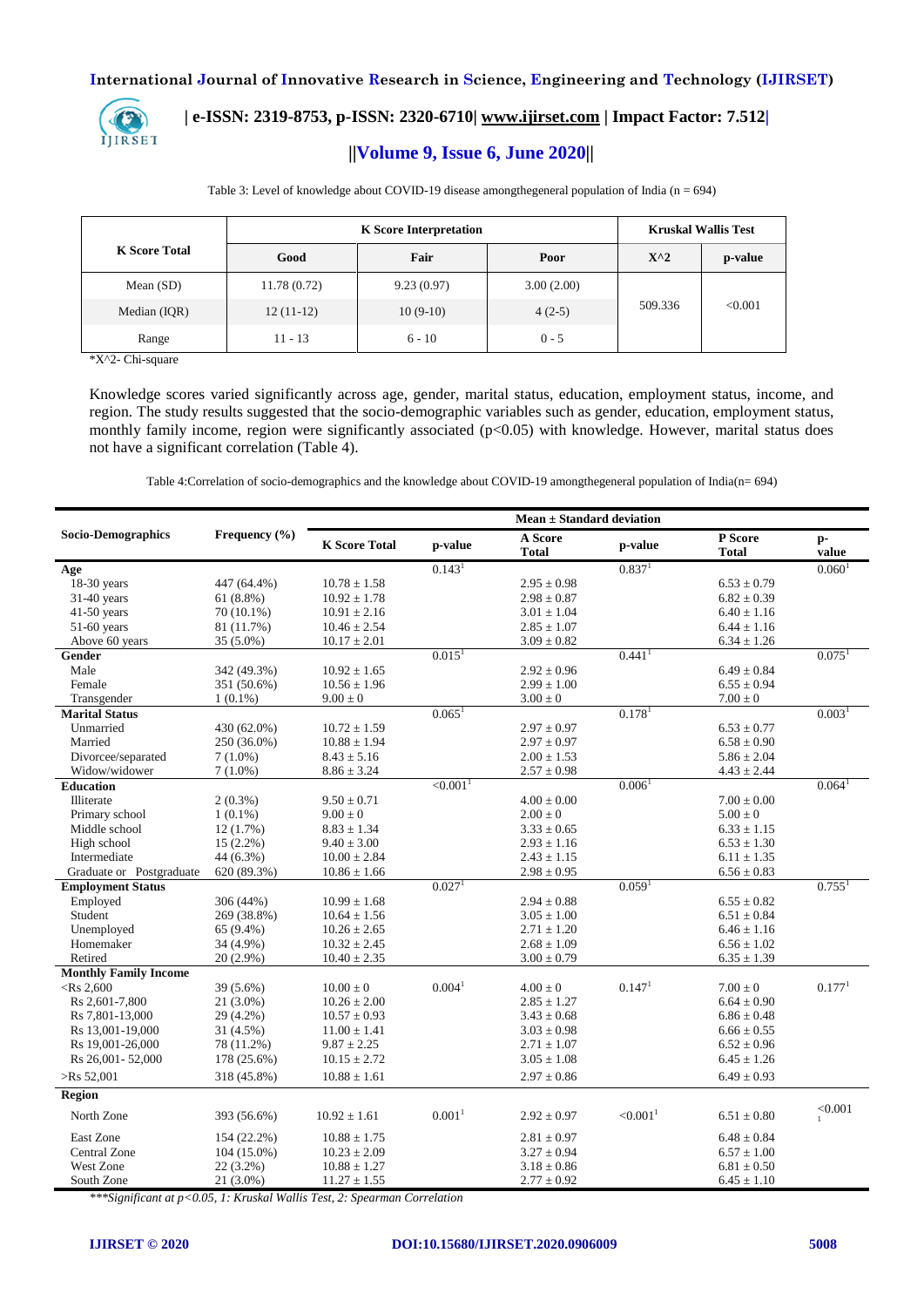Table 3: Level of knowledge about COVID-19 disease amongthegeneral population of India (n = 694)

| K Score Total | K Score Interpretation | | | Kruskal Wallis Test | |
|---|---|---|---|---|---|
| | Good | Fair | Poor | X^2 | p-value |
| Mean (SD) | 11.78 (0.72) | 9.23 (0.97) | 3.00 (2.00) | 509.336 | <0.001 |
| Median (IQR) | 12 (11-12) | 10 (9-10) | 4 (2-5) | | |
| Range | 11 - 13 | 6 - 10 | 0 - 5 | | |

*X^2- Chi-square

Knowledge scores varied significantly across age, gender, marital status, education, employment status, income, and region. The study results suggested that the socio-demographic variables such as gender, education, employment status, monthly family income, region were significantly associated ($p<0.05$) with knowledge. However, marital status does not have a significant correlation (Table 4).

Table 4:Correlation of socio-demographics and the knowledge about COVID-19 amongthegeneral population of India(n= 694)

| Socio-Demographics | Frequency (%) | Mean ± Standard deviation | | | | | |
|---|---|---|---|---|---|---|---|
| | | K Score Total | p-value | A Score Total | p-value | P Score Total | p-value |
| **Age** | | | 0.143[1] | | 0.837[1] | | 0.060[1] |
| 18-30 years | 447 (64.4%) | 10.78 ± 1.58 | | 2.95 ± 0.98 | | 6.53 ± 0.79 | |
| 31-40 years | 61 (8.8%) | 10.92 ± 1.78 | | 2.98 ± 0.87 | | 6.82 ± 0.39 | |
| 41-50 years | 70 (10.1%) | 10.91 ± 2.16 | | 3.01 ± 1.04 | | 6.40 ± 1.16 | |
| 51-60 years | 81 (11.7%) | 10.46 ± 2.54 | | 2.85 ± 1.07 | | 6.44 ± 1.16 | |
| Above 60 years | 35 (5.0%) | 10.17 ± 2.01 | | 3.09 ± 0.82 | | 6.34 ± 1.26 | |
| **Gender** | | | 0.015[1] | | 0.441[1] | | 0.075[1] |
| Male | 342 (49.3%) | 10.92 ± 1.65 | | 2.92 ± 0.96 | | 6.49 ± 0.84 | |
| Female | 351 (50.6%) | 10.56 ± 1.96 | | 2.99 ± 1.00 | | 6.55 ± 0.94 | |
| Transgender | 1 (0.1%) | 9.00 ± 0 | | 3.00 ± 0 | | 7.00 ± 0 | |
| **Marital Status** | | | 0.065[1] | | 0.178[1] | | 0.003[1] |
| Unmarried | 430 (62.0%) | 10.72 ± 1.59 | | 2.97 ± 0.97 | | 6.53 ± 0.77 | |
| Married | 250 (36.0%) | 10.88 ± 1.94 | | 2.97 ± 0.97 | | 6.58 ± 0.90 | |
| Divorcee/separated | 7 (1.0%) | 8.43 ± 5.16 | | 2.00 ± 1.53 | | 5.86 ± 2.04 | |
| Widow/widower | 7 (1.0%) | 8.86 ± 3.24 | | 2.57 ± 0.98 | | 4.43 ± 2.44 | |
| **Education** | | | <0.001[1] | | 0.006[1] | | 0.064[1] |
| Illiterate | 2 (0.3%) | 9.50 ± 0.71 | | 4.00 ± 0.00 | | 7.00 ± 0.00 | |
| Primary school | 1 (0.1%) | 9.00 ± 0 | | 2.00 ± 0 | | 5.00 ± 0 | |
| Middle school | 12 (1.7%) | 8.83 ± 1.34 | | 3.33 ± 0.65 | | 6.33 ± 1.15 | |
| High school | 15 (2.2%) | 9.40 ± 3.00 | | 2.93 ± 1.16 | | 6.53 ± 1.30 | |
| Intermediate | 44 (6.3%) | 10.00 ± 2.84 | | 2.43 ± 1.15 | | 6.11 ± 1.35 | |
| Graduate or Postgraduate | 620 (89.3%) | 10.86 ± 1.66 | | 2.98 ± 0.95 | | 6.56 ± 0.83 | |
| **Employment Status** | | | 0.027[1] | | 0.059[1] | | 0.755[1] |
| Employed | 306 (44%) | 10.99 ± 1.68 | | 2.94 ± 0.88 | | 6.55 ± 0.82 | |
| Student | 269 (38.8%) | 10.64 ± 1.56 | | 3.05 ± 1.00 | | 6.51 ± 0.84 | |
| Unemployed | 65 (9.4%) | 10.26 ± 2.65 | | 2.71 ± 1.20 | | 6.46 ± 1.16 | |
| Homemaker | 34 (4.9%) | 10.32 ± 2.45 | | 2.68 ± 1.09 | | 6.56 ± 1.02 | |
| Retired | 20 (2.9%) | 10.40 ± 2.35 | | 3.00 ± 0.79 | | 6.35 ± 1.39 | |
| **Monthly Family Income** | | | | | | | |
| <Rs 2,600 | 39 (5.6%) | 10.00 ± 0 | 0.004[1] | 4.00 ± 0 | 0.147[1] | 7.00 ± 0 | 0.177[1] |
| Rs 2,601-7,800 | 21 (3.0%) | 10.26 ± 2.00 | | 2.85 ± 1.27 | | 6.64 ± 0.90 | |
| Rs 7,801-13,000 | 29 (4.2%) | 10.57 ± 0.93 | | 3.43 ± 0.68 | | 6.86 ± 0.48 | |
| Rs 13,001-19,000 | 31 (4.5%) | 11.00 ± 1.41 | | 3.03 ± 0.98 | | 6.66 ± 0.55 | |
| Rs 19,001-26,000 | 78 (11.2%) | 9.87 ± 2.25 | | 2.71 ± 1.07 | | 6.52 ± 0.96 | |
| Rs 26,001- 52,000 | 178 (25.6%) | 10.15 ± 2.72 | | 3.05 ± 1.08 | | 6.45 ± 1.26 | |
| >Rs 52,001 | 318 (45.8%) | 10.88 ± 1.61 | | 2.97 ± 0.86 | | 6.49 ± 0.93 | |
| **Region** | | | | | | | |
| North Zone | 393 (56.6%) | 10.92 ± 1.61 | 0.001[1] | 2.92 ± 0.97 | <0.001[1] | 6.51 ± 0.80 | <0.001[1] |
| East Zone | 154 (22.2%) | 10.88 ± 1.75 | | 2.81 ± 0.97 | | 6.48 ± 0.84 | |
| Central Zone | 104 (15.0%) | 10.23 ± 2.09 | | 3.27 ± 0.94 | | 6.57 ± 1.00 | |
| West Zone | 22 (3.2%) | 10.88 ± 1.27 | | 3.18 ± 0.86 | | 6.81 ± 0.50 | |
| South Zone | 21 (3.0%) | 11.27 ± 1.55 | | 2.77 ± 0.92 | | 6.45 ± 1.10 | |

****Significant at $p<0.05$, 1: Kruskal Wallis Test, 2: Spearman Correlation*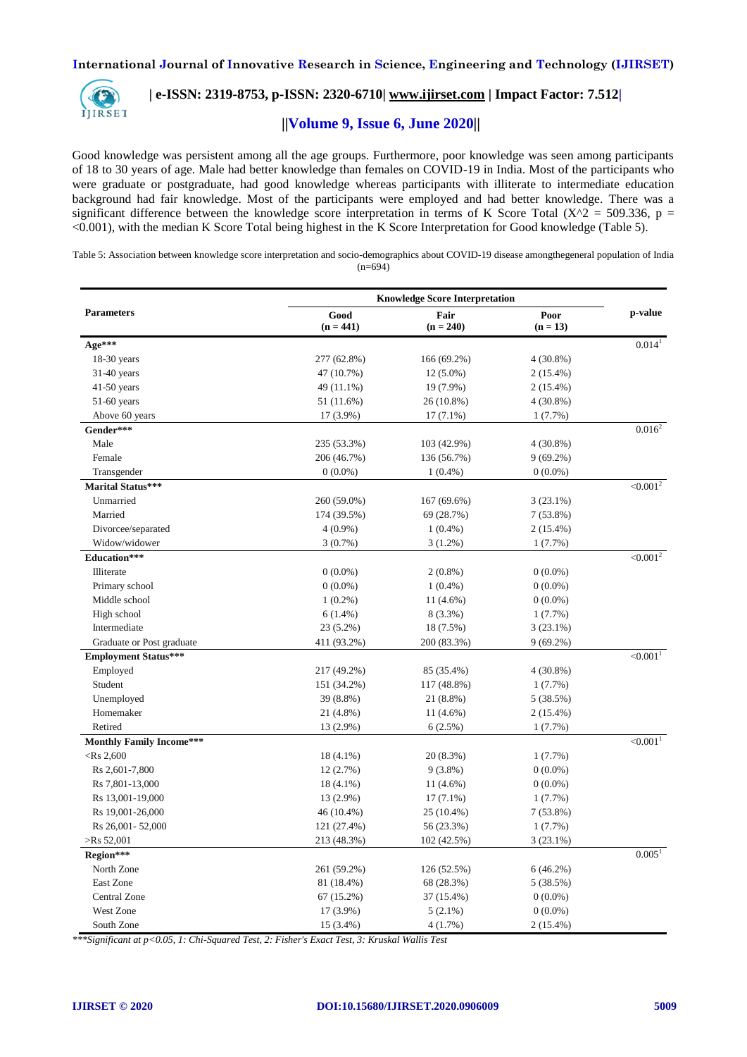Good knowledge was persistent among all the age groups. Furthermore, poor knowledge was seen among participants of 18 to 30 years of age. Male had better knowledge than females on COVID-19 in India. Most of the participants who were graduate or postgraduate, had good knowledge whereas participants with illiterate to intermediate education background had fair knowledge. Most of the participants were employed and had better knowledge. There was a significant difference between the knowledge score interpretation in terms of K Score Total ($X^2 = 509.336$, p = <0.001), with the median K Score Total being highest in the K Score Interpretation for Good knowledge (Table 5).

Table 5: Association between knowledge score interpretation and socio-demographics about COVID-19 disease amongthegeneral population of India (n=694)

| Parameters | Knowledge Score Interpretation | | | p-value |
|---|---|---|---|---|
| | Good (n = 441) | Fair (n = 240) | Poor (n = 13) | |
| **Age*** ** | | | | 0.014[1] |
| 18-30 years | 277 (62.8%) | 166 (69.2%) | 4 (30.8%) | |
| 31-40 years | 47 (10.7%) | 12 (5.0%) | 2 (15.4%) | |
| 41-50 years | 49 (11.1%) | 19 (7.9%) | 2 (15.4%) | |
| 51-60 years | 51 (11.6%) | 26 (10.8%) | 4 (30.8%) | |
| Above 60 years | 17 (3.9%) | 17 (7.1%) | 1 (7.7%) | |
| **Gender*** ** | | | | 0.016[2] |
| Male | 235 (53.3%) | 103 (42.9%) | 4 (30.8%) | |
| Female | 206 (46.7%) | 136 (56.7%) | 9 (69.2%) | |
| Transgender | 0 (0.0%) | 1 (0.4%) | 0 (0.0%) | |
| **Marital Status*** ** | | | | <0.001[2] |
| Unmarried | 260 (59.0%) | 167 (69.6%) | 3 (23.1%) | |
| Married | 174 (39.5%) | 69 (28.7%) | 7 (53.8%) | |
| Divorcee/separated | 4 (0.9%) | 1 (0.4%) | 2 (15.4%) | |
| Widow/widower | 3 (0.7%) | 3 (1.2%) | 1 (7.7%) | |
| **Education*** ** | | | | <0.001[2] |
| Illiterate | 0 (0.0%) | 2 (0.8%) | 0 (0.0%) | |
| Primary school | 0 (0.0%) | 1 (0.4%) | 0 (0.0%) | |
| Middle school | 1 (0.2%) | 11 (4.6%) | 0 (0.0%) | |
| High school | 6 (1.4%) | 8 (3.3%) | 1 (7.7%) | |
| Intermediate | 23 (5.2%) | 18 (7.5%) | 3 (23.1%) | |
| Graduate or Post graduate | 411 (93.2%) | 200 (83.3%) | 9 (69.2%) | |
| **Employment Status*** ** | | | | <0.001[1] |
| Employed | 217 (49.2%) | 85 (35.4%) | 4 (30.8%) | |
| Student | 151 (34.2%) | 117 (48.8%) | 1 (7.7%) | |
| Unemployed | 39 (8.8%) | 21 (8.8%) | 5 (38.5%) | |
| Homemaker | 21 (4.8%) | 11 (4.6%) | 2 (15.4%) | |
| Retired | 13 (2.9%) | 6 (2.5%) | 1 (7.7%) | |
| **Monthly Family Income*** ** | | | | <0.001[1] |
| <Rs 2,600 | 18 (4.1%) | 20 (8.3%) | 1 (7.7%) | |
| Rs 2,601-7,800 | 12 (2.7%) | 9 (3.8%) | 0 (0.0%) | |
| Rs 7,801-13,000 | 18 (4.1%) | 11 (4.6%) | 0 (0.0%) | |
| Rs 13,001-19,000 | 13 (2.9%) | 17 (7.1%) | 1 (7.7%) | |
| Rs 19,001-26,000 | 46 (10.4%) | 25 (10.4%) | 7 (53.8%) | |
| Rs 26,001- 52,000 | 121 (27.4%) | 56 (23.3%) | 1 (7.7%) | |
| >Rs 52,001 | 213 (48.3%) | 102 (42.5%) | 3 (23.1%) | |
| **Region*** ** | | | | 0.005[1] |
| North Zone | 261 (59.2%) | 126 (52.5%) | 6 (46.2%) | |
| East Zone | 81 (18.4%) | 68 (28.3%) | 5 (38.5%) | |
| Central Zone | 67 (15.2%) | 37 (15.4%) | 0 (0.0%) | |
| West Zone | 17 (3.9%) | 5 (2.1%) | 0 (0.0%) | |
| South Zone | 15 (3.4%) | 4 (1.7%) | 2 (15.4%) | |

****Significant at p<0.05, 1: Chi-Squared Test, 2: Fisher's Exact Test, 3: Kruskal Wallis Test*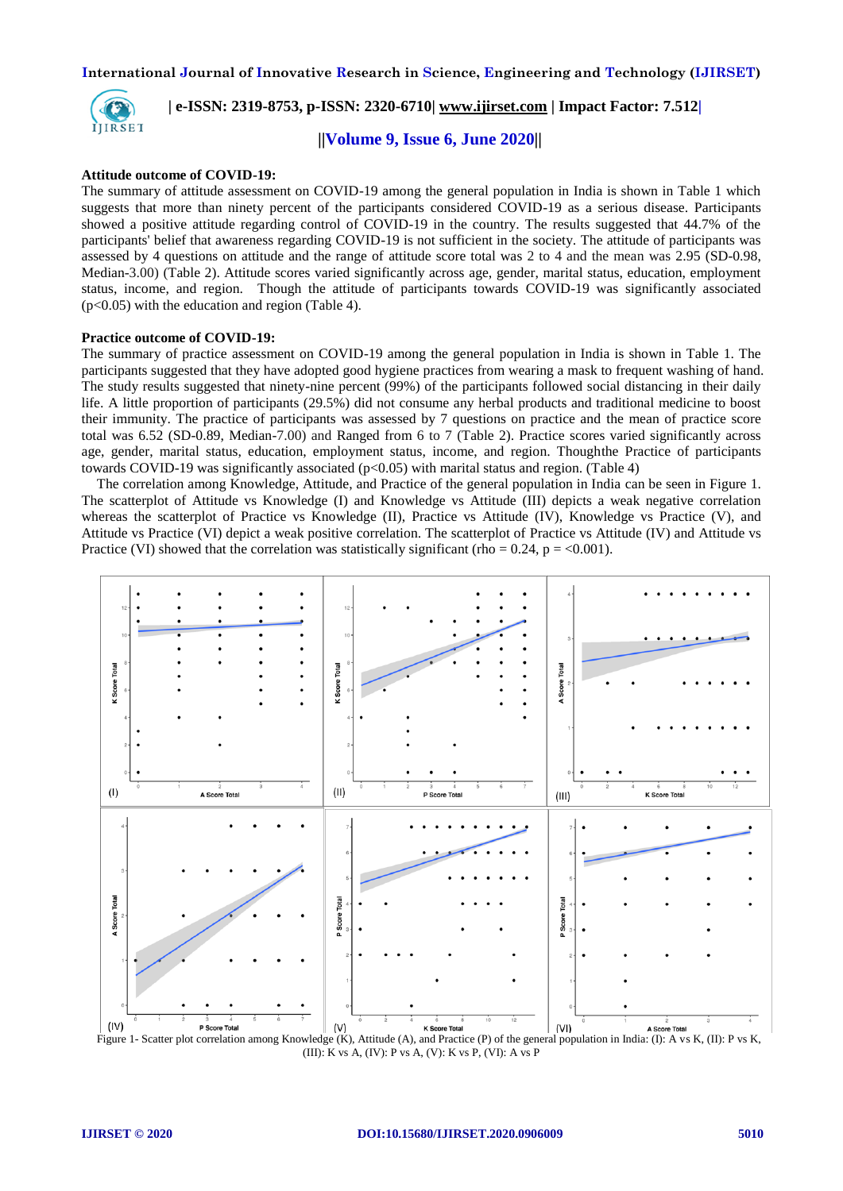**Attitude outcome of COVID-19:**

The summary of attitude assessment on COVID-19 among the general population in India is shown in Table 1 which suggests that more than ninety percent of the participants considered COVID-19 as a serious disease. Participants showed a positive attitude regarding control of COVID-19 in the country. The results suggested that 44.7% of the participants' belief that awareness regarding COVID-19 is not sufficient in the society. The attitude of participants was assessed by 4 questions on attitude and the range of attitude score total was 2 to 4 and the mean was 2.95 (SD-0.98, Median-3.00) (Table 2). Attitude scores varied significantly across age, gender, marital status, education, employment status, income, and region. Though the attitude of participants towards COVID-19 was significantly associated ($p<0.05$) with the education and region (Table 4).

**Practice outcome of COVID-19:**

The summary of practice assessment on COVID-19 among the general population in India is shown in Table 1. The participants suggested that they have adopted good hygiene practices from wearing a mask to frequent washing of hand. The study results suggested that ninety-nine percent (99%) of the participants followed social distancing in their daily life. A little proportion of participants (29.5%) did not consume any herbal products and traditional medicine to boost their immunity. The practice of participants was assessed by 7 questions on practice and the mean of practice score total was 6.52 (SD-0.89, Median-7.00) and Ranged from 6 to 7 (Table 2). Practice scores varied significantly across age, gender, marital status, education, employment status, income, and region. Thoughthe Practice of participants towards COVID-19 was significantly associated ($p<0.05$) with marital status and region. (Table 4)

The correlation among Knowledge, Attitude, and Practice of the general population in India can be seen in Figure 1. The scatterplot of Attitude vs Knowledge (I) and Knowledge vs Attitude (III) depicts a weak negative correlation whereas the scatterplot of Practice vs Knowledge (II), Practice vs Attitude (IV), Knowledge vs Practice (V), and Attitude vs Practice (VI) depict a weak positive correlation. The scatterplot of Practice vs Attitude (IV) and Attitude vs Practice (VI) showed that the correlation was statistically significant (rho = 0.24, p = <0.001).

Figure 1- Scatter plot correlation among Knowledge (K), Attitude (A), and Practice (P) of the general population in India: (I): A vs K, (II): P vs K, (III): K vs A, (IV): P vs A, (V): K vs P, (VI): A vs P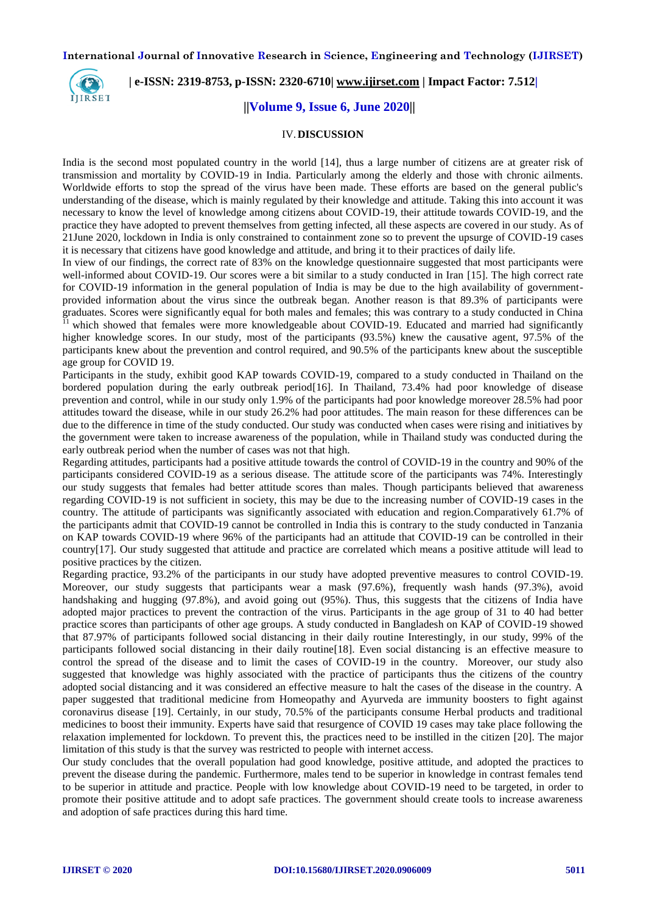## IV. DISCUSSION

India is the second most populated country in the world [14], thus a large number of citizens are at greater risk of transmission and mortality by COVID-19 in India. Particularly among the elderly and those with chronic ailments. Worldwide efforts to stop the spread of the virus have been made. These efforts are based on the general public's understanding of the disease, which is mainly regulated by their knowledge and attitude. Taking this into account it was necessary to know the level of knowledge among citizens about COVID-19, their attitude towards COVID-19, and the practice they have adopted to prevent themselves from getting infected, all these aspects are covered in our study. As of 21June 2020, lockdown in India is only constrained to containment zone so to prevent the upsurge of COVID-19 cases it is necessary that citizens have good knowledge and attitude, and bring it to their practices of daily life.

In view of our findings, the correct rate of 83% on the knowledge questionnaire suggested that most participants were well-informed about COVID-19. Our scores were a bit similar to a study conducted in Iran [15]. The high correct rate for COVID-19 information in the general population of India is may be due to the high availability of government-provided information about the virus since the outbreak began. Another reason is that 89.3% of participants were graduates. Scores were significantly equal for both males and females; this was contrary to a study conducted in China [11] which showed that females were more knowledgeable about COVID-19. Educated and married had significantly higher knowledge scores. In our study, most of the participants (93.5%) knew the causative agent, 97.5% of the participants knew about the prevention and control required, and 90.5% of the participants knew about the susceptible age group for COVID 19.

Participants in the study, exhibit good KAP towards COVID-19, compared to a study conducted in Thailand on the bordered population during the early outbreak period[16]. In Thailand, 73.4% had poor knowledge of disease prevention and control, while in our study only 1.9% of the participants had poor knowledge moreover 28.5% had poor attitudes toward the disease, while in our study 26.2% had poor attitudes. The main reason for these differences can be due to the difference in time of the study conducted. Our study was conducted when cases were rising and initiatives by the government were taken to increase awareness of the population, while in Thailand study was conducted during the early outbreak period when the number of cases was not that high.

Regarding attitudes, participants had a positive attitude towards the control of COVID-19 in the country and 90% of the participants considered COVID-19 as a serious disease. The attitude score of the participants was 74%. Interestingly our study suggests that females had better attitude scores than males. Though participants believed that awareness regarding COVID-19 is not sufficient in society, this may be due to the increasing number of COVID-19 cases in the country. The attitude of participants was significantly associated with education and region.Comparatively 61.7% of the participants admit that COVID-19 cannot be controlled in India this is contrary to the study conducted in Tanzania on KAP towards COVID-19 where 96% of the participants had an attitude that COVID-19 can be controlled in their country[17]. Our study suggested that attitude and practice are correlated which means a positive attitude will lead to positive practices by the citizen.

Regarding practice, 93.2% of the participants in our study have adopted preventive measures to control COVID-19. Moreover, our study suggests that participants wear a mask (97.6%), frequently wash hands (97.3%), avoid handshaking and hugging (97.8%), and avoid going out (95%). Thus, this suggests that the citizens of India have adopted major practices to prevent the contraction of the virus. Participants in the age group of 31 to 40 had better practice scores than participants of other age groups. A study conducted in Bangladesh on KAP of COVID-19 showed that 87.97% of participants followed social distancing in their daily routine Interestingly, in our study, 99% of the participants followed social distancing in their daily routine[18]. Even social distancing is an effective measure to control the spread of the disease and to limit the cases of COVID-19 in the country. Moreover, our study also suggested that knowledge was highly associated with the practice of participants thus the citizens of the country adopted social distancing and it was considered an effective measure to halt the cases of the disease in the country. A paper suggested that traditional medicine from Homeopathy and Ayurveda are immunity boosters to fight against coronavirus disease [19]. Certainly, in our study, 70.5% of the participants consume Herbal products and traditional medicines to boost their immunity. Experts have said that resurgence of COVID 19 cases may take place following the relaxation implemented for lockdown. To prevent this, the practices need to be instilled in the citizen [20]. The major limitation of this study is that the survey was restricted to people with internet access.

Our study concludes that the overall population had good knowledge, positive attitude, and adopted the practices to prevent the disease during the pandemic. Furthermore, males tend to be superior in knowledge in contrast females tend to be superior in attitude and practice. People with low knowledge about COVID-19 need to be targeted, in order to promote their positive attitude and to adopt safe practices. The government should create tools to increase awareness and adoption of safe practices during this hard time.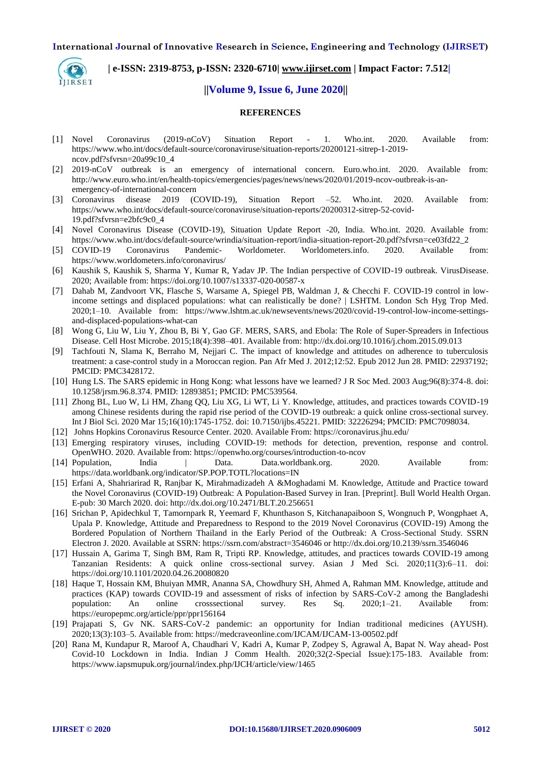## REFERENCES

[1] Novel Coronavirus (2019-nCoV) Situation Report - 1. Who.int. 2020. Available from: https://www.who.int/docs/default-source/coronaviruse/situation-reports/20200121-sitrep-1-2019-ncov.pdf?sfvrsn=20a99c10_4

[2] 2019-nCoV outbreak is an emergency of international concern. Euro.who.int. 2020. Available from: http://www.euro.who.int/en/health-topics/emergencies/pages/news/news/2020/01/2019-ncov-outbreak-is-an-emergency-of-international-concern

[3] Coronavirus disease 2019 (COVID-19), Situation Report –52. Who.int. 2020. Available from: https://www.who.int/docs/default-source/coronaviruse/situation-reports/20200312-sitrep-52-covid-19.pdf?sfvrsn=e2bfc9c0_4

[4] Novel Coronavirus Disease (COVID-19), Situation Update Report -20, India. Who.int. 2020. Available from: https://www.who.int/docs/default-source/wrindia/situation-report/india-situation-report-20.pdf?sfvrsn=ce03fd22_2

[5] COVID-19 Coronavirus Pandemic- Worldometer. Worldometers.info. 2020. Available from: https://www.worldometers.info/coronavirus/

[6] Kaushik S, Kaushik S, Sharma Y, Kumar R, Yadav JP. The Indian perspective of COVID-19 outbreak. VirusDisease. 2020; Available from: https://doi.org/10.1007/s13337-020-00587-x

[7] Dahab M, Zandvoort VK, Flasche S, Warsame A, Spiegel PB, Waldman J, & Checchi F. COVID-19 control in low-income settings and displaced populations: what can realistically be done? | LSHTM. London Sch Hyg Trop Med. 2020;1–10. Available from: https://www.lshtm.ac.uk/newsevents/news/2020/covid-19-control-low-income-settings-and-displaced-populations-what-can

[8] Wong G, Liu W, Liu Y, Zhou B, Bi Y, Gao GF. MERS, SARS, and Ebola: The Role of Super-Spreaders in Infectious Disease. Cell Host Microbe. 2015;18(4):398–401. Available from: http://dx.doi.org/10.1016/j.chom.2015.09.013

[9] Tachfouti N, Slama K, Berraho M, Nejjari C. The impact of knowledge and attitudes on adherence to tuberculosis treatment: a case-control study in a Moroccan region. Pan Afr Med J. 2012;12:52. Epub 2012 Jun 28. PMID: 22937192; PMCID: PMC3428172.

[10] Hung LS. The SARS epidemic in Hong Kong: what lessons have we learned? J R Soc Med. 2003 Aug;96(8):374-8. doi: 10.1258/jrsm.96.8.374. PMID: 12893851; PMCID: PMC539564.

[11] Zhong BL, Luo W, Li HM, Zhang QQ, Liu XG, Li WT, Li Y. Knowledge, attitudes, and practices towards COVID-19 among Chinese residents during the rapid rise period of the COVID-19 outbreak: a quick online cross-sectional survey. Int J Biol Sci. 2020 Mar 15;16(10):1745-1752. doi: 10.7150/ijbs.45221. PMID: 32226294; PMCID: PMC7098034.

[12] Johns Hopkins Coronavirus Resource Center. 2020. Available From: https://coronavirus.jhu.edu/

[13] Emerging respiratory viruses, including COVID-19: methods for detection, prevention, response and control. OpenWHO. 2020. Available from: https://openwho.org/courses/introduction-to-ncov

[14] Population, India | Data. Data.worldbank.org. 2020. Available from: https://data.worldbank.org/indicator/SP.POP.TOTL?locations=IN

[15] Erfani A, Shahriarirad R, Ranjbar K, Mirahmadizadeh A &Moghadami M. Knowledge, Attitude and Practice toward the Novel Coronavirus (COVID-19) Outbreak: A Population-Based Survey in Iran. [Preprint]. Bull World Health Organ. E-pub: 30 March 2020. doi: http://dx.doi.org/10.2471/BLT.20.256651

[16] Srichan P, Apidechkul T, Tamornpark R, Yeemard F, Khunthason S, Kitchanapaiboon S, Wongnuch P, Wongphaet A, Upala P. Knowledge, Attitude and Preparedness to Respond to the 2019 Novel Coronavirus (COVID-19) Among the Bordered Population of Northern Thailand in the Early Period of the Outbreak: A Cross-Sectional Study. SSRN Electron J. 2020. Available at SSRN: https://ssrn.com/abstract=3546046 or http://dx.doi.org/10.2139/ssrn.3546046

[17] Hussain A, Garima T, Singh BM, Ram R, Tripti RP. Knowledge, attitudes, and practices towards COVID-19 among Tanzanian Residents: A quick online cross-sectional survey. Asian J Med Sci. 2020;11(3):6–11. doi: https://doi.org/10.1101/2020.04.26.20080820

[18] Haque T, Hossain KM, Bhuiyan MMR, Ananna SA, Chowdhury SH, Ahmed A, Rahman MM. Knowledge, attitude and practices (KAP) towards COVID-19 and assessment of risks of infection by SARS-CoV-2 among the Bangladeshi population: An online crosssectional survey. Res Sq. 2020;1–21. Available from: https://europepmc.org/article/ppr/ppr156164

[19] Prajapati S, Gv NK. SARS-CoV-2 pandemic: an opportunity for Indian traditional medicines (AYUSH). 2020;13(3):103–5. Available from: https://medcraveonline.com/IJCAM/IJCAM-13-00502.pdf

[20] Rana M, Kundapur R, Maroof A, Chaudhari V, Kadri A, Kumar P, Zodpey S, Agrawal A, Bapat N. Way ahead- Post Covid-10 Lockdown in India. Indian J Comm Health. 2020;32(2-Special Issue):175-183. Available from: https://www.iapsmupuk.org/journal/index.php/IJCH/article/view/1465